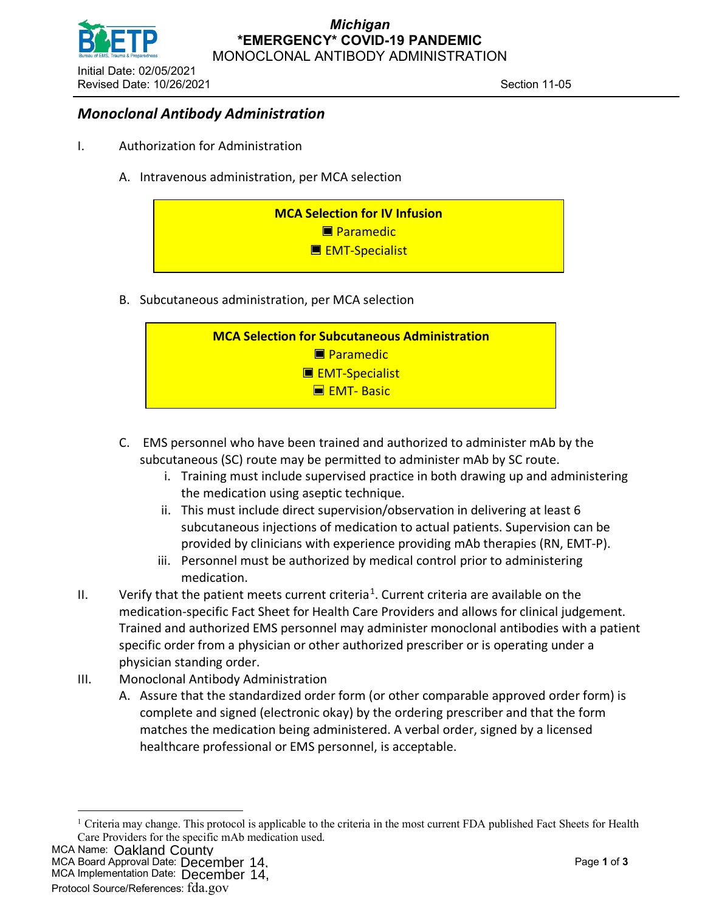# Michigan
## *EMERGENCY* COVID-19 PANDEMIC
## MONOCLONAL ANTIBODY ADMINISTRATION

Initial Date: 02/05/2021
Revised Date: 10/26/2021

Section 11-05

## *Monoclonal Antibody Administration*

I. Authorization for Administration

   A. Intravenous administration, per MCA selection

| **MCA Selection for IV Infusion** |
|---|
| ■ Paramedic |
| ■ EMT-Specialist |

   B. Subcutaneous administration, per MCA selection

| **MCA Selection for Subcutaneous Administration** |
|---|
| ■ Paramedic |
| ■ EMT-Specialist |
| ■ EMT- Basic |

   C. EMS personnel who have been trained and authorized to administer mAb by the subcutaneous (SC) route may be permitted to administer mAb by SC route.
      i. Training must include supervised practice in both drawing up and administering the medication using aseptic technique.
      ii. This must include direct supervision/observation in delivering at least 6 subcutaneous injections of medication to actual patients. Supervision can be provided by clinicians with experience providing mAb therapies (RN, EMT-P).
      iii. Personnel must be authorized by medical control prior to administering medication.

II. Verify that the patient meets current criteria[1]. Current criteria are available on the medication-specific Fact Sheet for Health Care Providers and allows for clinical judgement. Trained and authorized EMS personnel may administer monoclonal antibodies with a patient specific order from a physician or other authorized prescriber or is operating under a physician standing order.

III. Monoclonal Antibody Administration
   A. Assure that the standardized order form (or other comparable approved order form) is complete and signed (electronic okay) by the ordering prescriber and that the form matches the medication being administered. A verbal order, signed by a licensed healthcare professional or EMS personnel, is acceptable.

---

[1] Criteria may change. This protocol is applicable to the criteria in the most current FDA published Fact Sheets for Health Care Providers for the specific mAb medication used.

MCA Name: Oakland County
MCA Board Approval Date: December 14,
MCA Implementation Date: December 14,
Protocol Source/References: fda.gov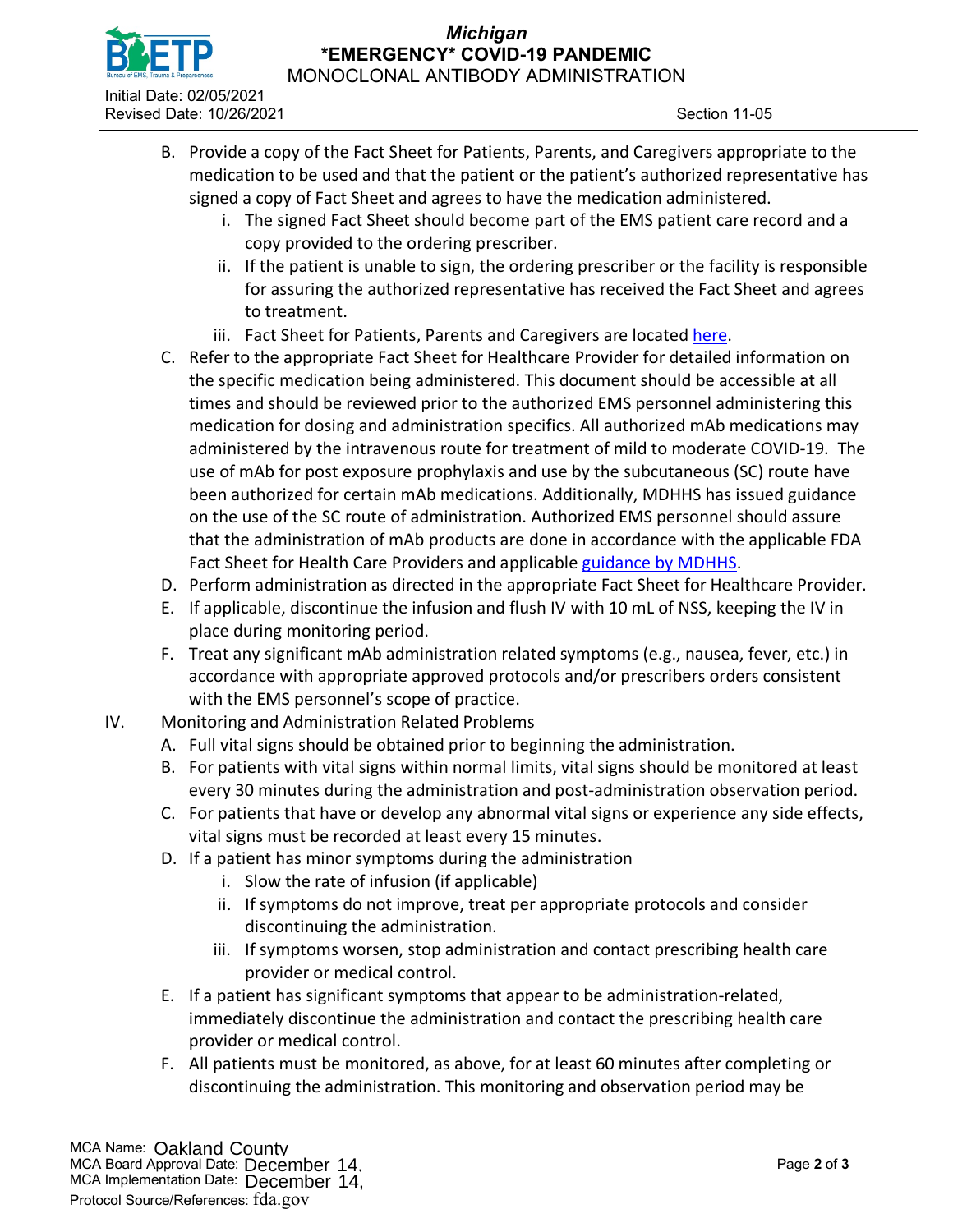B. Provide a copy of the Fact Sheet for Patients, Parents, and Caregivers appropriate to the medication to be used and that the patient or the patient's authorized representative has signed a copy of Fact Sheet and agrees to have the medication administered.
   i. The signed Fact Sheet should become part of the EMS patient care record and a copy provided to the ordering prescriber.
   ii. If the patient is unable to sign, the ordering prescriber or the facility is responsible for assuring the authorized representative has received the Fact Sheet and agrees to treatment.
   iii. Fact Sheet for Patients, Parents and Caregivers are located here.

C. Refer to the appropriate Fact Sheet for Healthcare Provider for detailed information on the specific medication being administered. This document should be accessible at all times and should be reviewed prior to the authorized EMS personnel administering this medication for dosing and administration specifics. All authorized mAb medications may administered by the intravenous route for treatment of mild to moderate COVID-19. The use of mAb for post exposure prophylaxis and use by the subcutaneous (SC) route have been authorized for certain mAb medications. Additionally, MDHHS has issued guidance on the use of the SC route of administration. Authorized EMS personnel should assure that the administration of mAb products are done in accordance with the applicable FDA Fact Sheet for Health Care Providers and applicable guidance by MDHHS.

D. Perform administration as directed in the appropriate Fact Sheet for Healthcare Provider.

E. If applicable, discontinue the infusion and flush IV with 10 mL of NSS, keeping the IV in place during monitoring period.

F. Treat any significant mAb administration related symptoms (e.g., nausea, fever, etc.) in accordance with appropriate approved protocols and/or prescribers orders consistent with the EMS personnel's scope of practice.

IV. Monitoring and Administration Related Problems

A. Full vital signs should be obtained prior to beginning the administration.

B. For patients with vital signs within normal limits, vital signs should be monitored at least every 30 minutes during the administration and post-administration observation period.

C. For patients that have or develop any abnormal vital signs or experience any side effects, vital signs must be recorded at least every 15 minutes.

D. If a patient has minor symptoms during the administration
   i. Slow the rate of infusion (if applicable)
   ii. If symptoms do not improve, treat per appropriate protocols and consider discontinuing the administration.
   iii. If symptoms worsen, stop administration and contact prescribing health care provider or medical control.

E. If a patient has significant symptoms that appear to be administration-related, immediately discontinue the administration and contact the prescribing health care provider or medical control.

F. All patients must be monitored, as above, for at least 60 minutes after completing or discontinuing the administration. This monitoring and observation period may be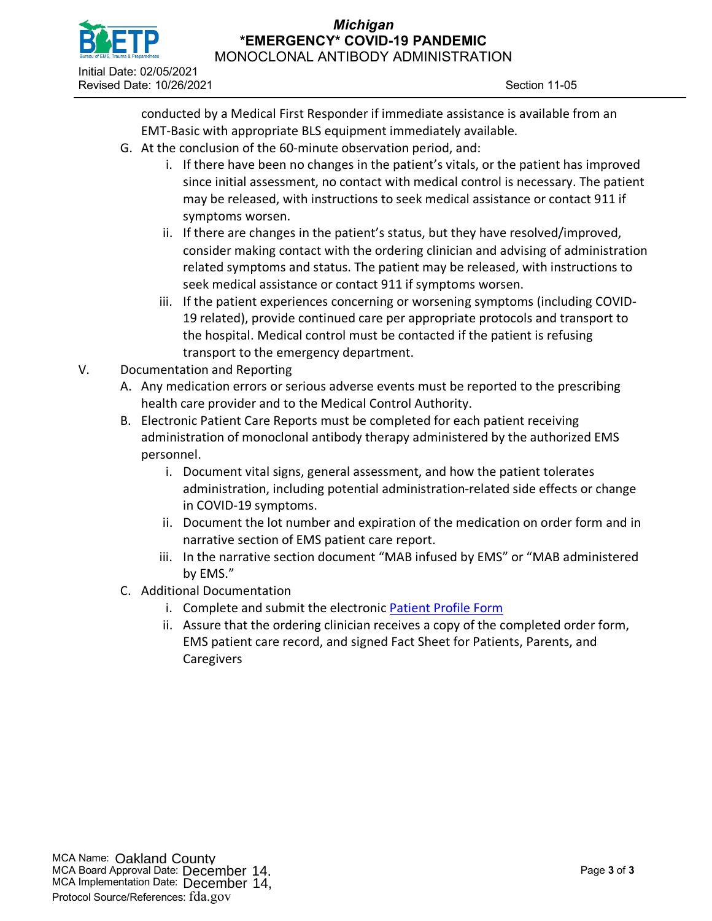conducted by a Medical First Responder if immediate assistance is available from an EMT-Basic with appropriate BLS equipment immediately available.

G. At the conclusion of the 60-minute observation period, and:
   i. If there have been no changes in the patient's vitals, or the patient has improved since initial assessment, no contact with medical control is necessary. The patient may be released, with instructions to seek medical assistance or contact 911 if symptoms worsen.
   ii. If there are changes in the patient's status, but they have resolved/improved, consider making contact with the ordering clinician and advising of administration related symptoms and status. The patient may be released, with instructions to seek medical assistance or contact 911 if symptoms worsen.
   iii. If the patient experiences concerning or worsening symptoms (including COVID-19 related), provide continued care per appropriate protocols and transport to the hospital. Medical control must be contacted if the patient is refusing transport to the emergency department.

V. Documentation and Reporting

A. Any medication errors or serious adverse events must be reported to the prescribing health care provider and to the Medical Control Authority.

B. Electronic Patient Care Reports must be completed for each patient receiving administration of monoclonal antibody therapy administered by the authorized EMS personnel.
   i. Document vital signs, general assessment, and how the patient tolerates administration, including potential administration-related side effects or change in COVID-19 symptoms.
   ii. Document the lot number and expiration of the medication on order form and in narrative section of EMS patient care report.
   iii. In the narrative section document "MAB infused by EMS" or "MAB administered by EMS."

C. Additional Documentation
   i. Complete and submit the electronic Patient Profile Form
   ii. Assure that the ordering clinician receives a copy of the completed order form, EMS patient care record, and signed Fact Sheet for Patients, Parents, and Caregivers

MCA Name: Oakland County
MCA Board Approval Date: December 14,
MCA Implementation Date: December 14,
Protocol Source/References: fda.gov